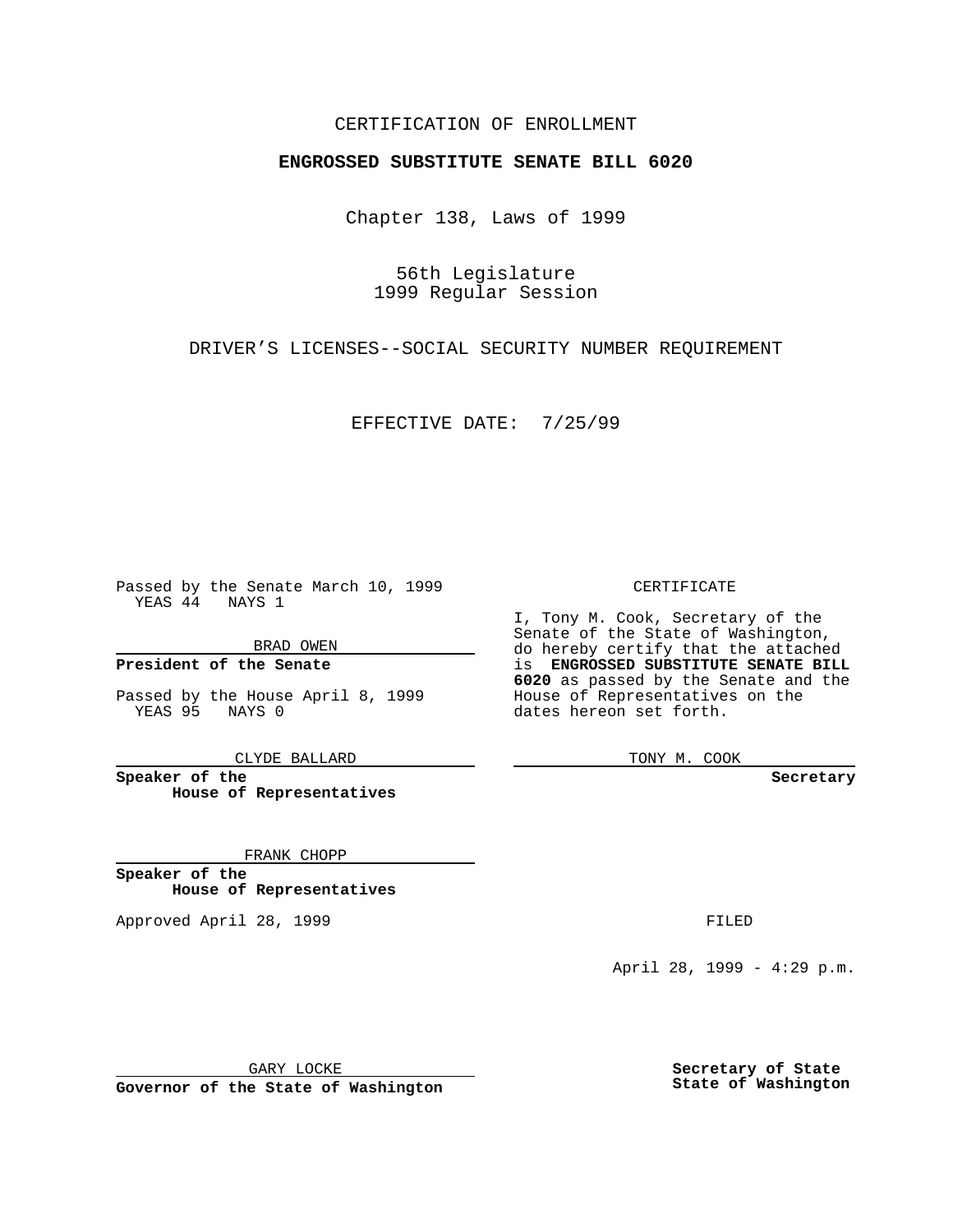CERTIFICATION OF ENROLLMENT

**ENGROSSED SUBSTITUTE SENATE BILL 6020**

Chapter 138, Laws of 1999

56th Legislature
1999 Regular Session

DRIVER'S LICENSES--SOCIAL SECURITY NUMBER REQUIREMENT

EFFECTIVE DATE: 7/25/99

Passed by the Senate March 10, 1999
YEAS 44 NAYS 1

BRAD OWEN

**President of the Senate**

Passed by the House April 8, 1999
YEAS 95 NAYS 0

CLYDE BALLARD

**Speaker of the House of Representatives**

FRANK CHOPP

**Speaker of the House of Representatives**

Approved April 28, 1999

GARY LOCKE

**Governor of the State of Washington**

CERTIFICATE

I, Tony M. Cook, Secretary of the Senate of the State of Washington, do hereby certify that the attached is **ENGROSSED SUBSTITUTE SENATE BILL 6020** as passed by the Senate and the House of Representatives on the dates hereon set forth.

TONY M. COOK

**Secretary**

FILED

April 28, 1999 - 4:29 p.m.

**Secretary of State**
**State of Washington**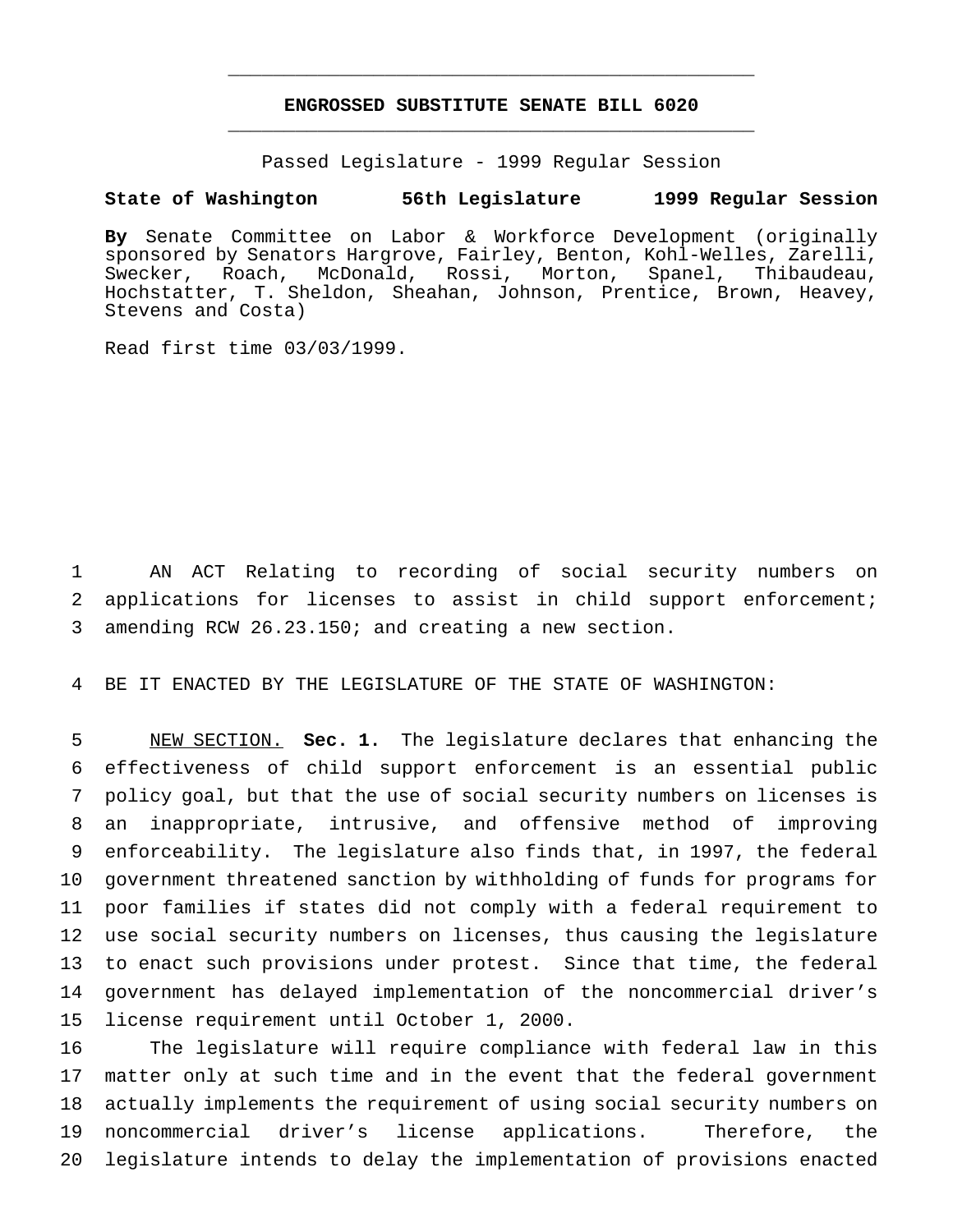**ENGROSSED SUBSTITUTE SENATE BILL 6020**

Passed Legislature - 1999 Regular Session

**State of Washington 56th Legislature 1999 Regular Session**

**By** Senate Committee on Labor & Workforce Development (originally sponsored by Senators Hargrove, Fairley, Benton, Kohl-Welles, Zarelli, Swecker, Roach, McDonald, Rossi, Morton, Spanel, Thibaudeau, Hochstatter, T. Sheldon, Sheahan, Johnson, Prentice, Brown, Heavey, Stevens and Costa)

Read first time 03/03/1999.

AN ACT Relating to recording of social security numbers on applications for licenses to assist in child support enforcement; amending RCW 26.23.150; and creating a new section.

BE IT ENACTED BY THE LEGISLATURE OF THE STATE OF WASHINGTON:

NEW SECTION. **Sec. 1.** The legislature declares that enhancing the effectiveness of child support enforcement is an essential public policy goal, but that the use of social security numbers on licenses is an inappropriate, intrusive, and offensive method of improving enforceability. The legislature also finds that, in 1997, the federal government threatened sanction by withholding of funds for programs for poor families if states did not comply with a federal requirement to use social security numbers on licenses, thus causing the legislature to enact such provisions under protest. Since that time, the federal government has delayed implementation of the noncommercial driver's license requirement until October 1, 2000.

The legislature will require compliance with federal law in this matter only at such time and in the event that the federal government actually implements the requirement of using social security numbers on noncommercial driver's license applications. Therefore, the legislature intends to delay the implementation of provisions enacted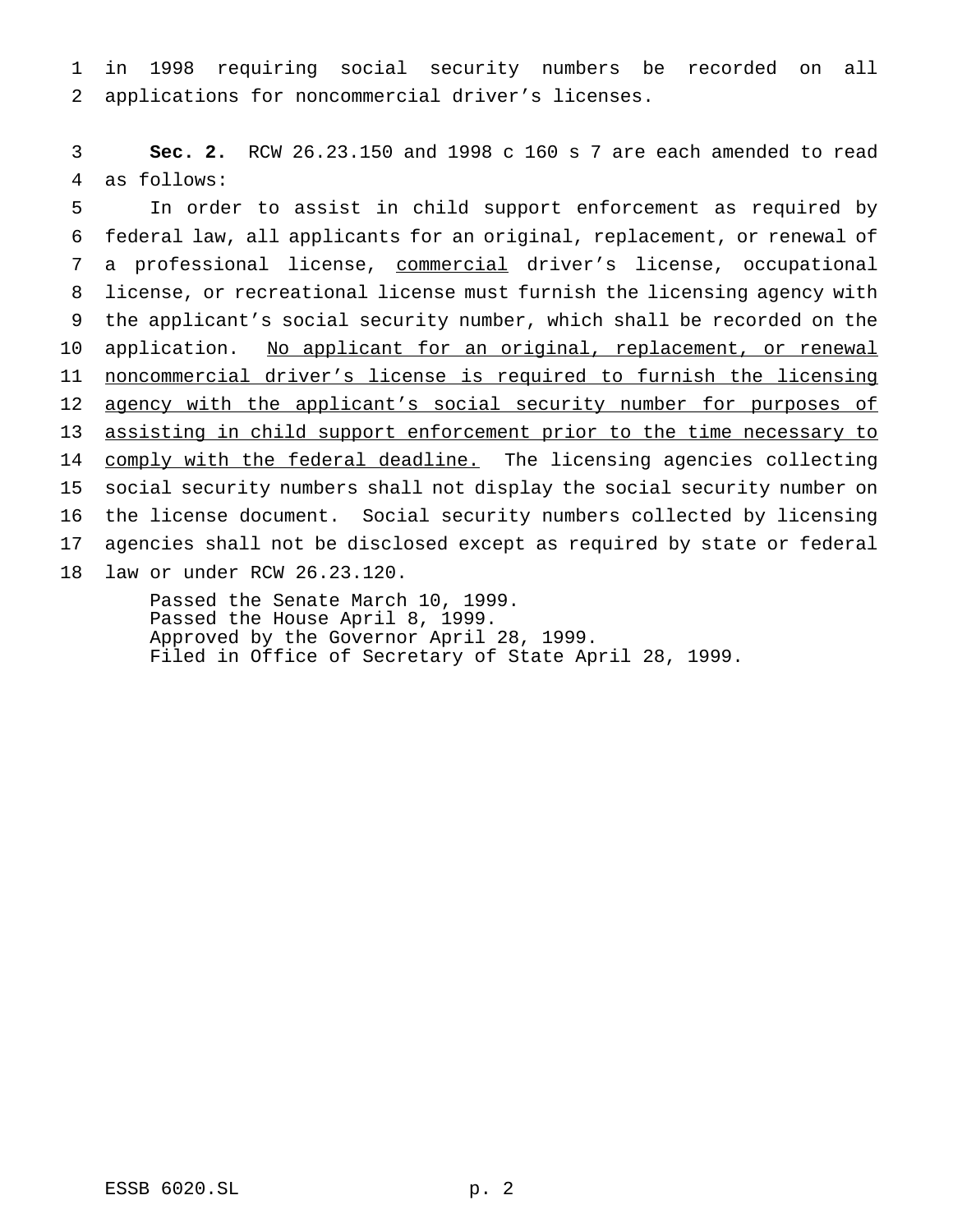in 1998 requiring social security numbers be recorded on all applications for noncommercial driver's licenses.

**Sec. 2.** RCW 26.23.150 and 1998 c 160 s 7 are each amended to read as follows:

In order to assist in child support enforcement as required by federal law, all applicants for an original, replacement, or renewal of a professional license, <u>commercial</u> driver's license, occupational license, or recreational license must furnish the licensing agency with the applicant's social security number, which shall be recorded on the application. <u>No applicant for an original, replacement, or renewal noncommercial driver's license is required to furnish the licensing agency with the applicant's social security number for purposes of assisting in child support enforcement prior to the time necessary to comply with the federal deadline.</u> The licensing agencies collecting social security numbers shall not display the social security number on the license document. Social security numbers collected by licensing agencies shall not be disclosed except as required by state or federal law or under RCW 26.23.120.

Passed the Senate March 10, 1999.
Passed the House April 8, 1999.
Approved by the Governor April 28, 1999.
Filed in Office of Secretary of State April 28, 1999.